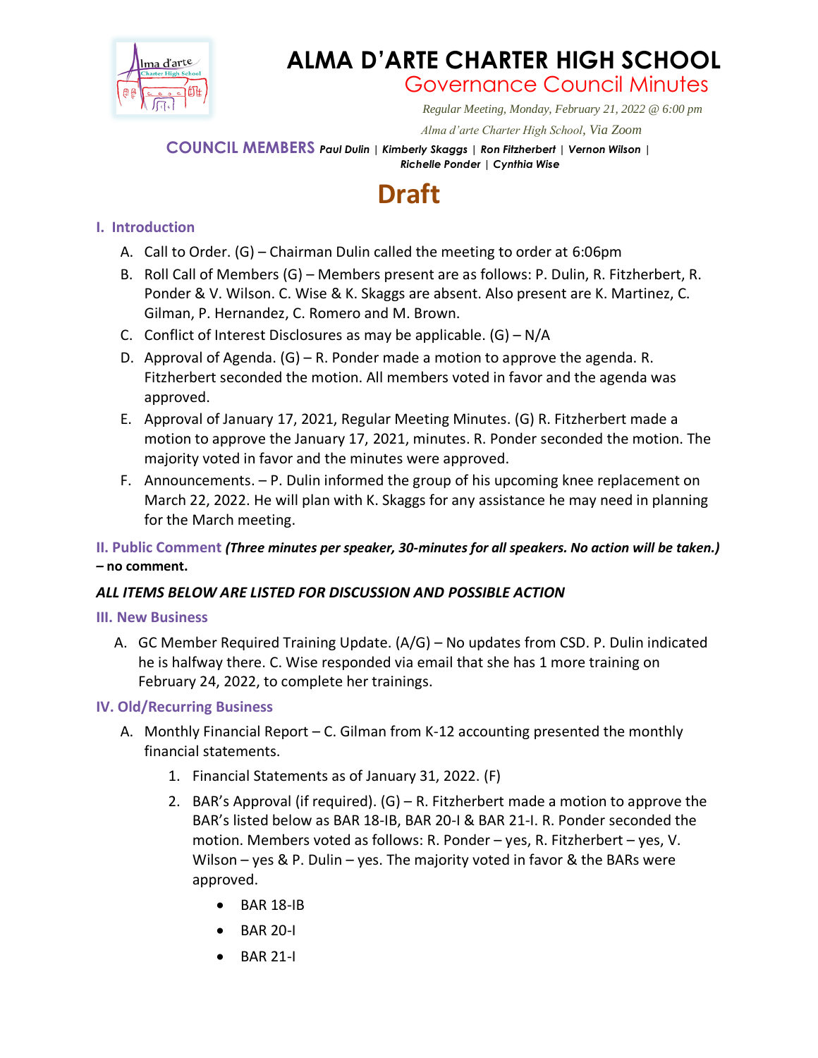# ALMA D'ARTE CHARTER HIGH SCHOOL

## Governance Council Minutes

*Regular Meeting, Monday, February 21, 2022 @ 6:00 pm*

*Alma d'arte Charter High School, Via Zoom*

**COUNCIL MEMBERS** ***Paul Dulin | Kimberly Skaggs | Ron Fitzherbert | Vernon Wilson | Richelle Ponder | Cynthia Wise***

# Draft

### I. Introduction

A. Call to Order. (G) – Chairman Dulin called the meeting to order at 6:06pm

B. Roll Call of Members (G) – Members present are as follows: P. Dulin, R. Fitzherbert, R. Ponder & V. Wilson. C. Wise & K. Skaggs are absent. Also present are K. Martinez, C. Gilman, P. Hernandez, C. Romero and M. Brown.

C. Conflict of Interest Disclosures as may be applicable. (G) – N/A

D. Approval of Agenda. (G) – R. Ponder made a motion to approve the agenda. R. Fitzherbert seconded the motion. All members voted in favor and the agenda was approved.

E. Approval of January 17, 2021, Regular Meeting Minutes. (G) R. Fitzherbert made a motion to approve the January 17, 2021, minutes. R. Ponder seconded the motion. The majority voted in favor and the minutes were approved.

F. Announcements. – P. Dulin informed the group of his upcoming knee replacement on March 22, 2022. He will plan with K. Skaggs for any assistance he may need in planning for the March meeting.

### II. Public Comment ***(Three minutes per speaker, 30-minutes for all speakers. No action will be taken.)***

**– no comment.**

***ALL ITEMS BELOW ARE LISTED FOR DISCUSSION AND POSSIBLE ACTION***

### III. New Business

A. GC Member Required Training Update. (A/G) – No updates from CSD. P. Dulin indicated he is halfway there. C. Wise responded via email that she has 1 more training on February 24, 2022, to complete her trainings.

### IV. Old/Recurring Business

A. Monthly Financial Report – C. Gilman from K-12 accounting presented the monthly financial statements.

1. Financial Statements as of January 31, 2022. (F)
2. BAR's Approval (if required). (G) – R. Fitzherbert made a motion to approve the BAR's listed below as BAR 18-IB, BAR 20-I & BAR 21-I. R. Ponder seconded the motion. Members voted as follows: R. Ponder – yes, R. Fitzherbert – yes, V. Wilson – yes & P. Dulin – yes. The majority voted in favor & the BARs were approved.
   - BAR 18-IB
   - BAR 20-I
   - BAR 21-I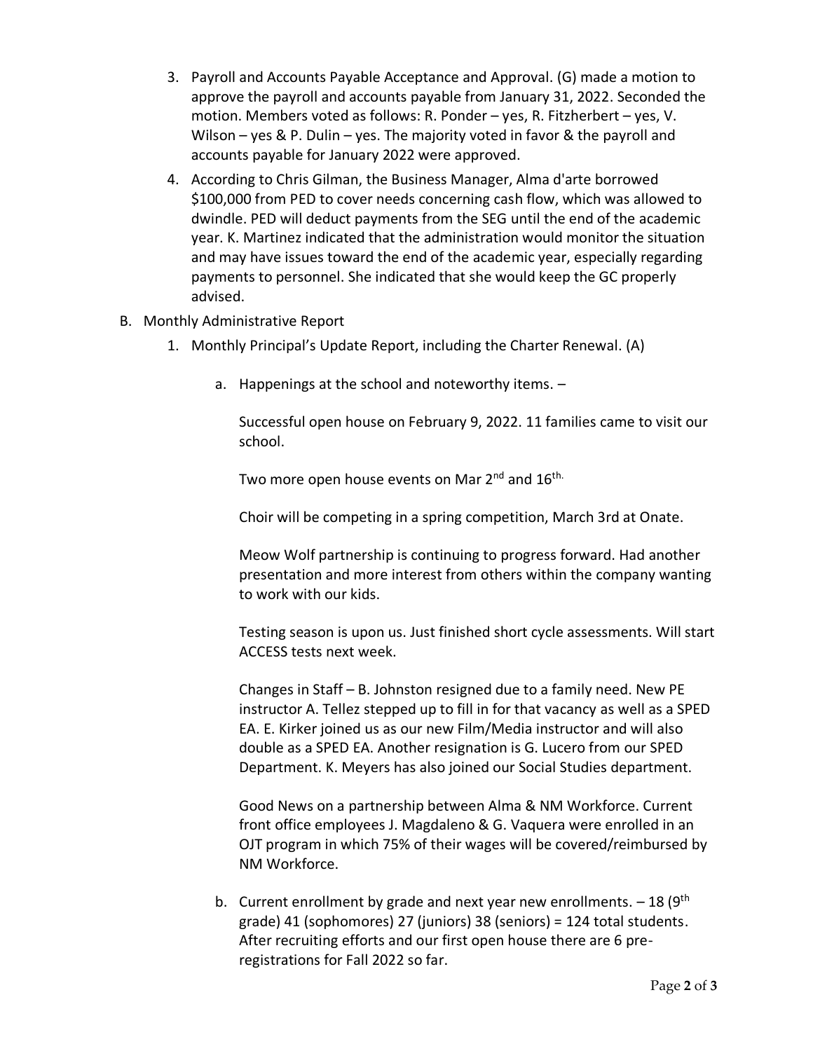3. Payroll and Accounts Payable Acceptance and Approval. (G) made a motion to approve the payroll and accounts payable from January 31, 2022. Seconded the motion. Members voted as follows: R. Ponder – yes, R. Fitzherbert – yes, V. Wilson – yes & P. Dulin – yes. The majority voted in favor & the payroll and accounts payable for January 2022 were approved.
4. According to Chris Gilman, the Business Manager, Alma d'arte borrowed $100,000 from PED to cover needs concerning cash flow, which was allowed to dwindle. PED will deduct payments from the SEG until the end of the academic year. K. Martinez indicated that the administration would monitor the situation and may have issues toward the end of the academic year, especially regarding payments to personnel. She indicated that she would keep the GC properly advised.

B. Monthly Administrative Report

1. Monthly Principal's Update Report, including the Charter Renewal. (A)

   a. Happenings at the school and noteworthy items. –

      Successful open house on February 9, 2022. 11 families came to visit our school.

      Two more open house events on Mar 2nd and 16th.

      Choir will be competing in a spring competition, March 3rd at Onate.

      Meow Wolf partnership is continuing to progress forward. Had another presentation and more interest from others within the company wanting to work with our kids.

      Testing season is upon us. Just finished short cycle assessments. Will start ACCESS tests next week.

      Changes in Staff – B. Johnston resigned due to a family need. New PE instructor A. Tellez stepped up to fill in for that vacancy as well as a SPED EA. E. Kirker joined us as our new Film/Media instructor and will also double as a SPED EA. Another resignation is G. Lucero from our SPED Department. K. Meyers has also joined our Social Studies department.

      Good News on a partnership between Alma & NM Workforce. Current front office employees J. Magdaleno & G. Vaquera were enrolled in an OJT program in which 75% of their wages will be covered/reimbursed by NM Workforce.

   b. Current enrollment by grade and next year new enrollments. – 18 (9th grade) 41 (sophomores) 27 (juniors) 38 (seniors) = 124 total students. After recruiting efforts and our first open house there are 6 pre-registrations for Fall 2022 so far.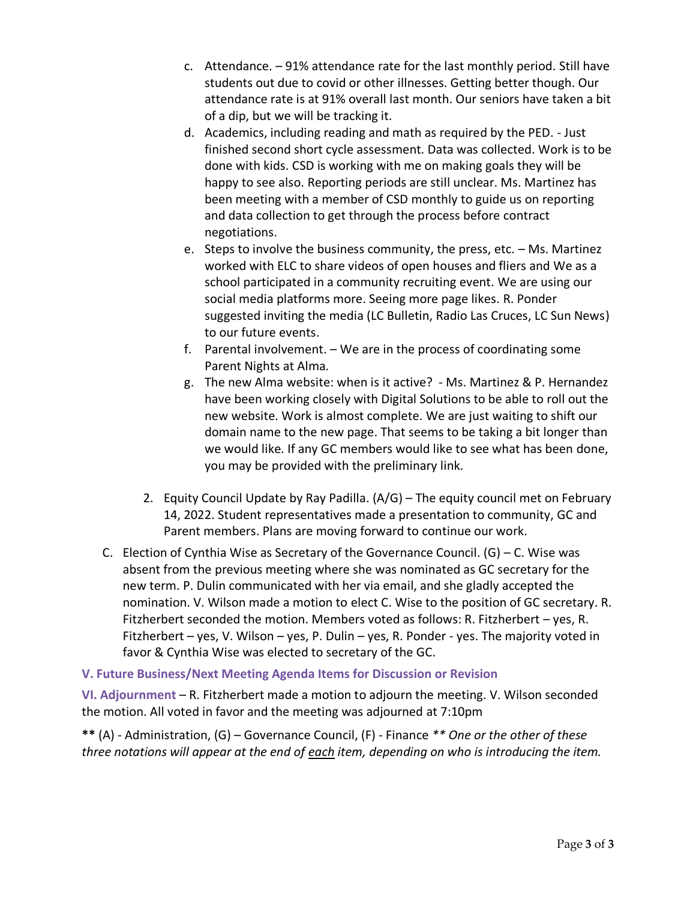c. Attendance. – 91% attendance rate for the last monthly period. Still have students out due to covid or other illnesses. Getting better though. Our attendance rate is at 91% overall last month. Our seniors have taken a bit of a dip, but we will be tracking it.

d. Academics, including reading and math as required by the PED. - Just finished second short cycle assessment. Data was collected. Work is to be done with kids. CSD is working with me on making goals they will be happy to see also. Reporting periods are still unclear. Ms. Martinez has been meeting with a member of CSD monthly to guide us on reporting and data collection to get through the process before contract negotiations.

e. Steps to involve the business community, the press, etc. – Ms. Martinez worked with ELC to share videos of open houses and fliers and We as a school participated in a community recruiting event. We are using our social media platforms more. Seeing more page likes. R. Ponder suggested inviting the media (LC Bulletin, Radio Las Cruces, LC Sun News) to our future events.

f. Parental involvement. – We are in the process of coordinating some Parent Nights at Alma.

g. The new Alma website: when is it active? - Ms. Martinez & P. Hernandez have been working closely with Digital Solutions to be able to roll out the new website. Work is almost complete. We are just waiting to shift our domain name to the new page. That seems to be taking a bit longer than we would like. If any GC members would like to see what has been done, you may be provided with the preliminary link.

2. Equity Council Update by Ray Padilla. (A/G) – The equity council met on February 14, 2022. Student representatives made a presentation to community, GC and Parent members. Plans are moving forward to continue our work.

C. Election of Cynthia Wise as Secretary of the Governance Council. (G) – C. Wise was absent from the previous meeting where she was nominated as GC secretary for the new term. P. Dulin communicated with her via email, and she gladly accepted the nomination. V. Wilson made a motion to elect C. Wise to the position of GC secretary. R. Fitzherbert seconded the motion. Members voted as follows: R. Fitzherbert – yes, R. Fitzherbert – yes, V. Wilson – yes, P. Dulin – yes, R. Ponder - yes. The majority voted in favor & Cynthia Wise was elected to secretary of the GC.

### V. Future Business/Next Meeting Agenda Items for Discussion or Revision

**VI. Adjournment** – R. Fitzherbert made a motion to adjourn the meeting. V. Wilson seconded the motion. All voted in favor and the meeting was adjourned at 7:10pm

**\*\*** (A) - Administration, (G) – Governance Council, (F) - Finance *\*\* One or the other of these three notations will appear at the end of <u>each</u> item, depending on who is introducing the item.*